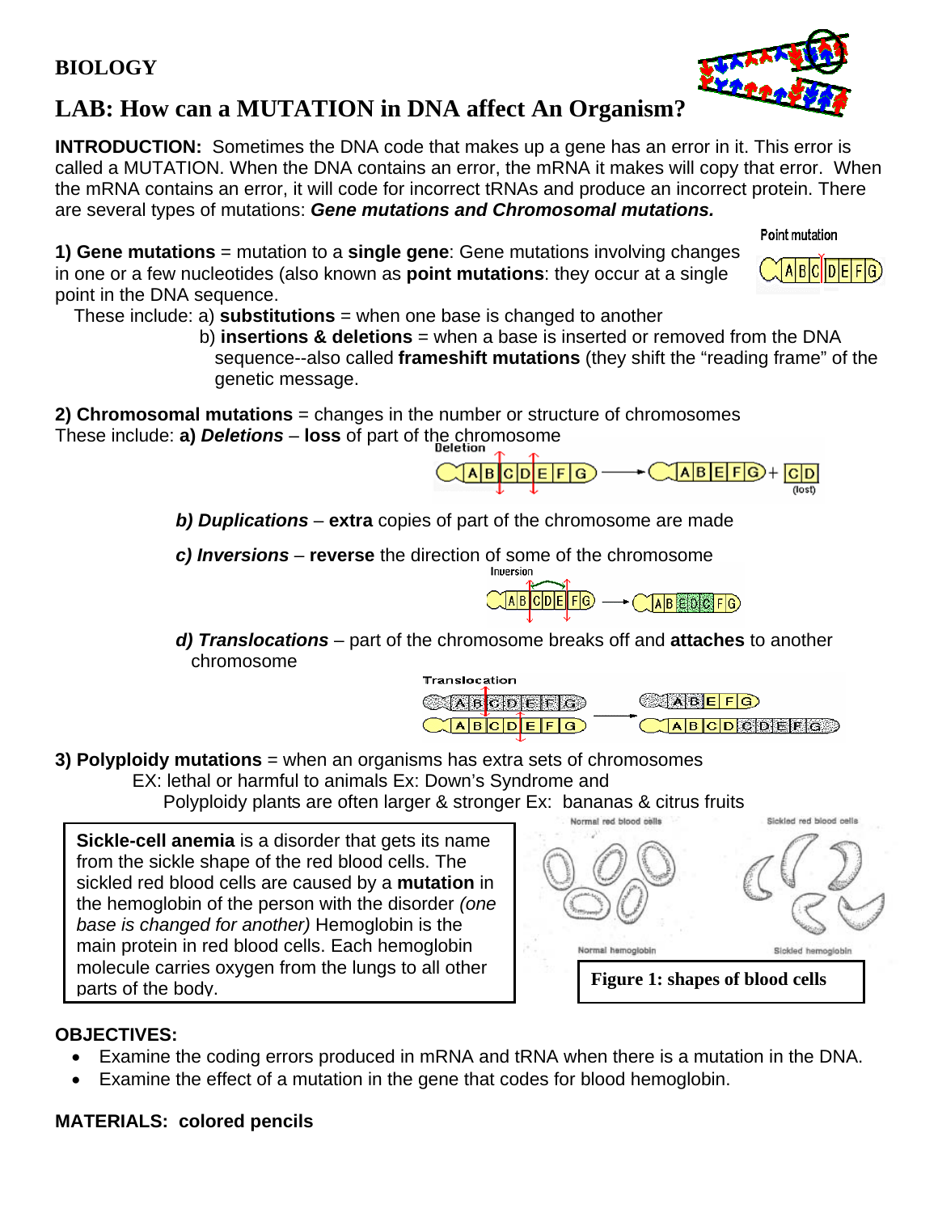**BIOLOGY**

# LAB: How can a MUTATION in DNA affect An Organism?

**INTRODUCTION:** Sometimes the DNA code that makes up a gene has an error in it. This error is called a MUTATION. When the DNA contains an error, the mRNA it makes will copy that error. When the mRNA contains an error, it will code for incorrect tRNAs and produce an incorrect protein. There are several types of mutations: ***Gene mutations and Chromosomal mutations.***

**1) Gene mutations** = mutation to a **single gene**: Gene mutations involving changes in one or a few nucleotides (also known as **point mutations**: they occur at a single point in the DNA sequence.

These include: a) **substitutions** = when one base is changed to another

b) **insertions & deletions** = when a base is inserted or removed from the DNA sequence--also called **frameshift mutations** (they shift the "reading frame" of the genetic message.

**2) Chromosomal mutations** = changes in the number or structure of chromosomes

These include: **a) *Deletions*** – **loss** of part of the chromosome

***b) Duplications*** – **extra** copies of part of the chromosome are made

***c) Inversions*** – **reverse** the direction of some of the chromosome

***d) Translocations*** – part of the chromosome breaks off and **attaches** to another chromosome

**3) Polyploidy mutations** = when an organisms has extra sets of chromosomes

EX: lethal or harmful to animals Ex: Down's Syndrome and

Polyploidy plants are often larger & stronger Ex: bananas & citrus fruits

**Sickle-cell anemia** is a disorder that gets its name from the sickle shape of the red blood cells. The sickled red blood cells are caused by a **mutation** in the hemoglobin of the person with the disorder *(one base is changed for another)* Hemoglobin is the main protein in red blood cells. Each hemoglobin molecule carries oxygen from the lungs to all other parts of the body.

**Figure 1: shapes of blood cells**

**OBJECTIVES:**

- Examine the coding errors produced in mRNA and tRNA when there is a mutation in the DNA.
- Examine the effect of a mutation in the gene that codes for blood hemoglobin.

**MATERIALS: colored pencils**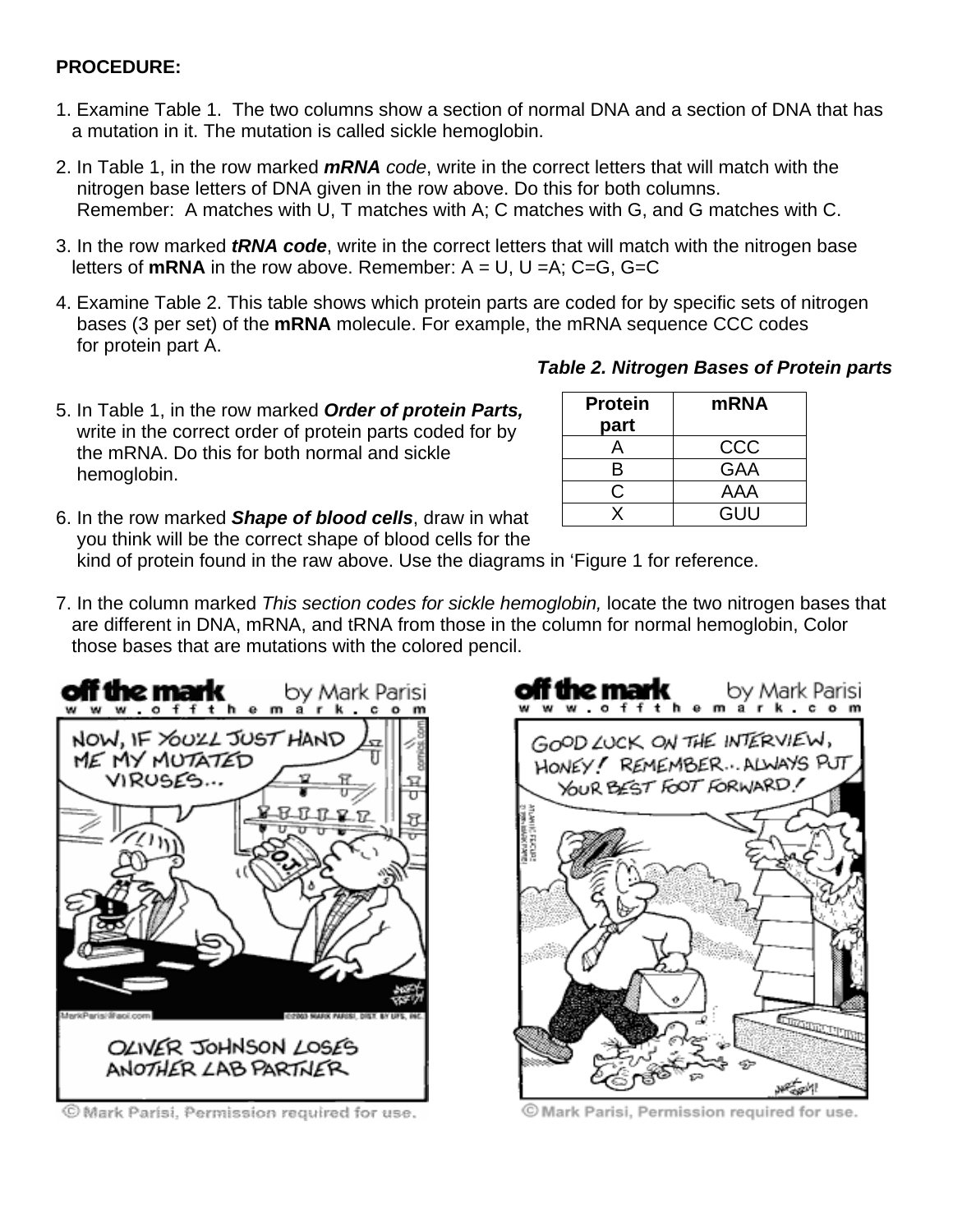**PROCEDURE:**

1. Examine Table 1. The two columns show a section of normal DNA and a section of DNA that has a mutation in it. The mutation is called sickle hemoglobin.

2. In Table 1, in the row marked ***mRNA** code*, write in the correct letters that will match with the nitrogen base letters of DNA given in the row above. Do this for both columns. Remember: A matches with U, T matches with A; C matches with G, and G matches with C.

3. In the row marked ***tRNA code***, write in the correct letters that will match with the nitrogen base letters of **mRNA** in the row above. Remember: A = U, U =A; C=G, G=C

4. Examine Table 2. This table shows which protein parts are coded for by specific sets of nitrogen bases (3 per set) of the **mRNA** molecule. For example, the mRNA sequence CCC codes for protein part A.

***Table 2. Nitrogen Bases of Protein parts***

| Protein part | mRNA |
|---|---|
| A | CCC |
| B | GAA |
| C | AAA |
| X | GUU |

5. In Table 1, in the row marked ***Order of protein Parts,*** write in the correct order of protein parts coded for by the mRNA. Do this for both normal and sickle hemoglobin.

6. In the row marked ***Shape of blood cells***, draw in what you think will be the correct shape of blood cells for the kind of protein found in the raw above. Use the diagrams in 'Figure 1 for reference.

7. In the column marked *This section codes for sickle hemoglobin,* locate the two nitrogen bases that are different in DNA, mRNA, and tRNA from those in the column for normal hemoglobin, Color those bases that are mutations with the colored pencil.

© Mark Parisi, Permission required for use.

© Mark Parisi, Permission required for use.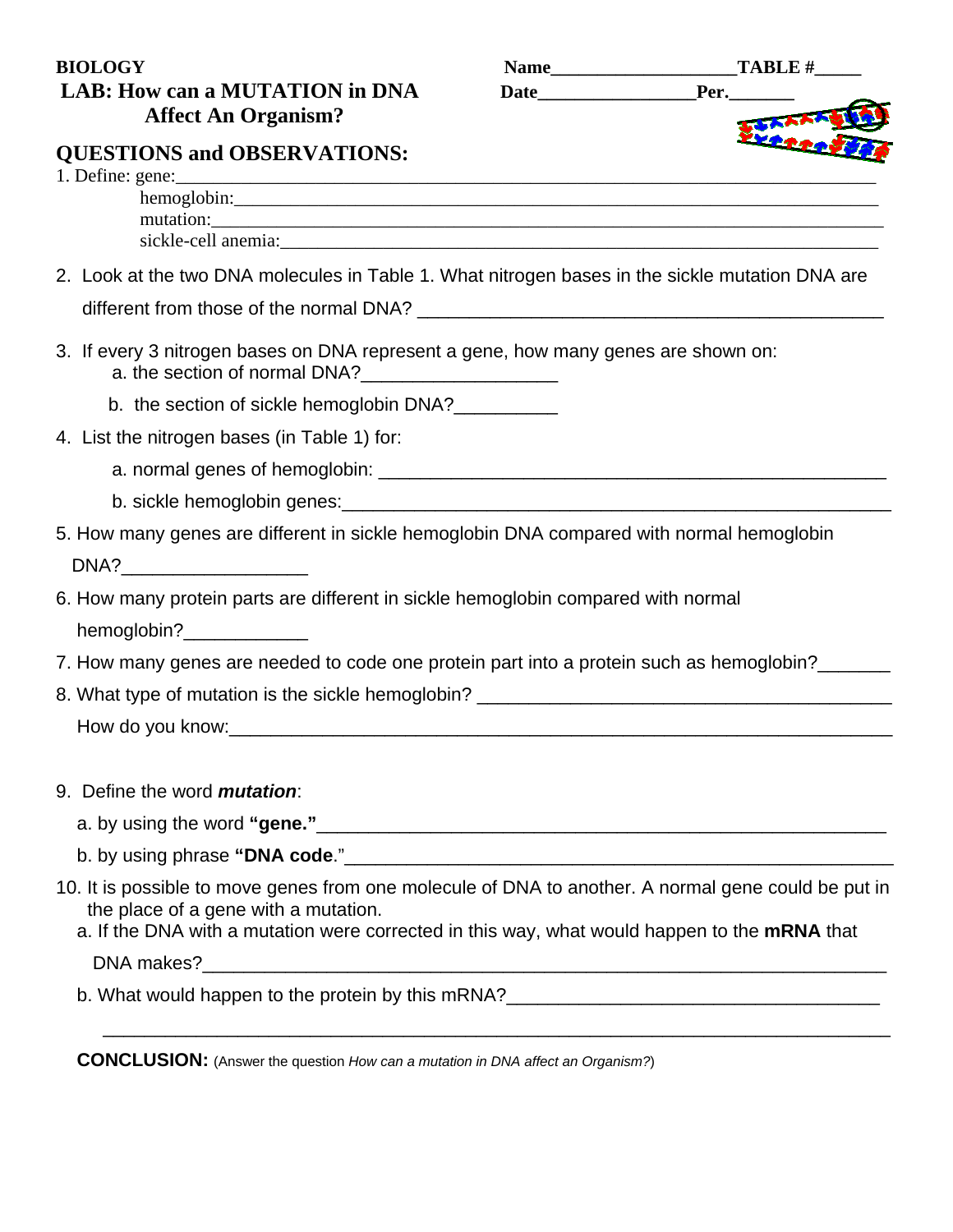**BIOLOGY**

**LAB: How can a MUTATION in DNA Affect An Organism?**

**Name\_\_\_\_\_\_\_\_\_\_\_\_\_\_\_\_\_\_\_\_TABLE #\_\_\_\_\_**

**Date\_\_\_\_\_\_\_\_\_\_\_\_\_\_\_\_\_Per.\_\_\_\_\_\_\_**

## QUESTIONS and OBSERVATIONS:

1. Define: gene:\_\_\_\_\_\_\_\_\_\_\_\_\_\_\_\_\_\_\_\_\_\_\_\_\_\_\_\_\_\_\_\_\_\_\_\_\_\_\_\_\_\_\_\_\_\_\_\_\_\_\_\_\_\_\_\_\_\_\_\_\_\_\_\_
   hemoglobin:\_\_\_\_\_\_\_\_\_\_\_\_\_\_\_\_\_\_\_\_\_\_\_\_\_\_\_\_\_\_\_\_\_\_\_\_\_\_\_\_\_\_\_\_\_\_\_\_\_\_\_\_\_\_\_\_\_\_\_\_
   mutation:\_\_\_\_\_\_\_\_\_\_\_\_\_\_\_\_\_\_\_\_\_\_\_\_\_\_\_\_\_\_\_\_\_\_\_\_\_\_\_\_\_\_\_\_\_\_\_\_\_\_\_\_\_\_\_\_\_\_\_\_\_\_
   sickle-cell anemia:\_\_\_\_\_\_\_\_\_\_\_\_\_\_\_\_\_\_\_\_\_\_\_\_\_\_\_\_\_\_\_\_\_\_\_\_\_\_\_\_\_\_\_\_\_\_\_\_\_\_\_\_\_\_\_

2. Look at the two DNA molecules in Table 1. What nitrogen bases in the sickle mutation DNA are different from those of the normal DNA? \_\_\_\_\_\_\_\_\_\_\_\_\_\_\_\_\_\_\_\_\_\_\_\_\_\_\_\_\_\_\_\_\_\_\_\_\_\_\_\_\_\_

3. If every 3 nitrogen bases on DNA represent a gene, how many genes are shown on:
   a. the section of normal DNA?\_\_\_\_\_\_\_\_\_\_\_\_\_\_\_\_\_\_\_
   b. the section of sickle hemoglobin DNA?\_\_\_\_\_\_\_\_\_\_

4. List the nitrogen bases (in Table 1) for:
   a. normal genes of hemoglobin: \_\_\_\_\_\_\_\_\_\_\_\_\_\_\_\_\_\_\_\_\_\_\_\_\_\_\_\_\_\_\_\_\_\_\_\_\_\_\_\_\_\_\_\_\_\_\_\_
   b. sickle hemoglobin genes:\_\_\_\_\_\_\_\_\_\_\_\_\_\_\_\_\_\_\_\_\_\_\_\_\_\_\_\_\_\_\_\_\_\_\_\_\_\_\_\_\_\_\_\_\_\_\_\_\_\_\_\_

5. How many genes are different in sickle hemoglobin DNA compared with normal hemoglobin DNA?\_\_\_\_\_\_\_\_\_\_\_\_\_\_\_\_\_\_

6. How many protein parts are different in sickle hemoglobin compared with normal hemoglobin?\_\_\_\_\_\_\_\_\_\_\_\_

7. How many genes are needed to code one protein part into a protein such as hemoglobin?\_\_\_\_\_\_\_

8. What type of mutation is the sickle hemoglobin? \_\_\_\_\_\_\_\_\_\_\_\_\_\_\_\_\_\_\_\_\_\_\_\_\_\_\_\_\_\_\_\_\_\_\_\_\_\_\_\_\_\_
   How do you know:\_\_\_\_\_\_\_\_\_\_\_\_\_\_\_\_\_\_\_\_\_\_\_\_\_\_\_\_\_\_\_\_\_\_\_\_\_\_\_\_\_\_\_\_\_\_\_\_\_\_\_\_\_\_\_\_\_\_\_\_\_\_\_

9. Define the word ***mutation***:
   a. by using the word **"gene."**\_\_\_\_\_\_\_\_\_\_\_\_\_\_\_\_\_\_\_\_\_\_\_\_\_\_\_\_\_\_\_\_\_\_\_\_\_\_\_\_\_\_\_\_\_\_\_\_\_\_\_\_\_
   b. by using phrase **"DNA code**."\_\_\_\_\_\_\_\_\_\_\_\_\_\_\_\_\_\_\_\_\_\_\_\_\_\_\_\_\_\_\_\_\_\_\_\_\_\_\_\_\_\_\_\_\_\_\_\_\_\_\_\_

10. It is possible to move genes from one molecule of DNA to another. A normal gene could be put in the place of a gene with a mutation.
    a. If the DNA with a mutation were corrected in this way, what would happen to the **mRNA** that DNA makes?\_\_\_\_\_\_\_\_\_\_\_\_\_\_\_\_\_\_\_\_\_\_\_\_\_\_\_\_\_\_\_\_\_\_\_\_\_\_\_\_\_\_\_\_\_\_\_\_\_\_\_\_\_\_\_\_\_\_\_\_\_\_\_\_
    b. What would happen to the protein by this mRNA?\_\_\_\_\_\_\_\_\_\_\_\_\_\_\_\_\_\_\_\_\_\_\_\_\_\_\_\_\_\_\_\_\_\_\_\_
    \_\_\_\_\_\_\_\_\_\_\_\_\_\_\_\_\_\_\_\_\_\_\_\_\_\_\_\_\_\_\_\_\_\_\_\_\_\_\_\_\_\_\_\_\_\_\_\_\_\_\_\_\_\_\_\_\_\_\_\_\_\_\_\_\_\_\_\_\_\_\_\_

**CONCLUSION:** (Answer the question *How can a mutation in DNA affect an Organism?*)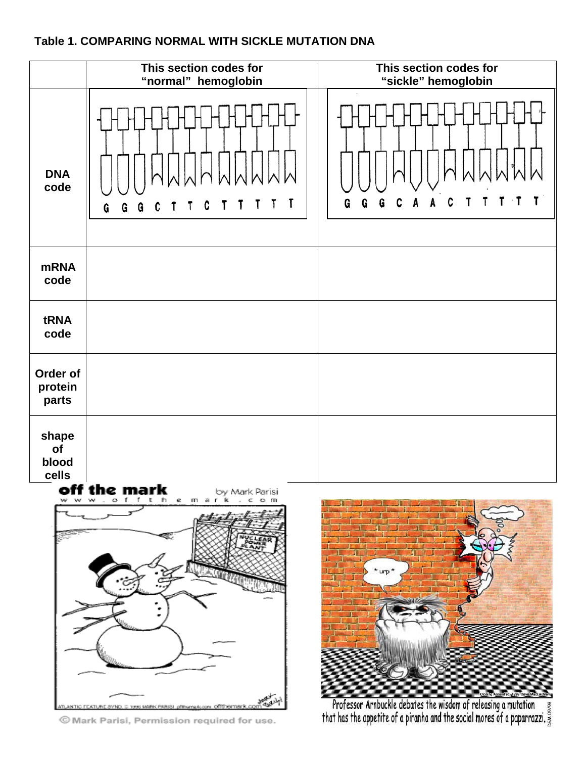**Table 1. COMPARING NORMAL WITH SICKLE MUTATION DNA**

| | This section codes for "normal" hemoglobin | This section codes for "sickle" hemoglobin |
|---|---|---|
| **DNA code** | G G G C T T C T T T T T | G G G C A A C T T T T T |
| **mRNA code** | | |
| **tRNA code** | | |
| **Order of protein parts** | | |
| **shape of blood cells** | | |

© Mark Parisi, Permission required for use.

Professor Arnbuckle debates the wisdom of releasing a mutation that has the appetite of a piranha and the social mores of a paparrazzi.